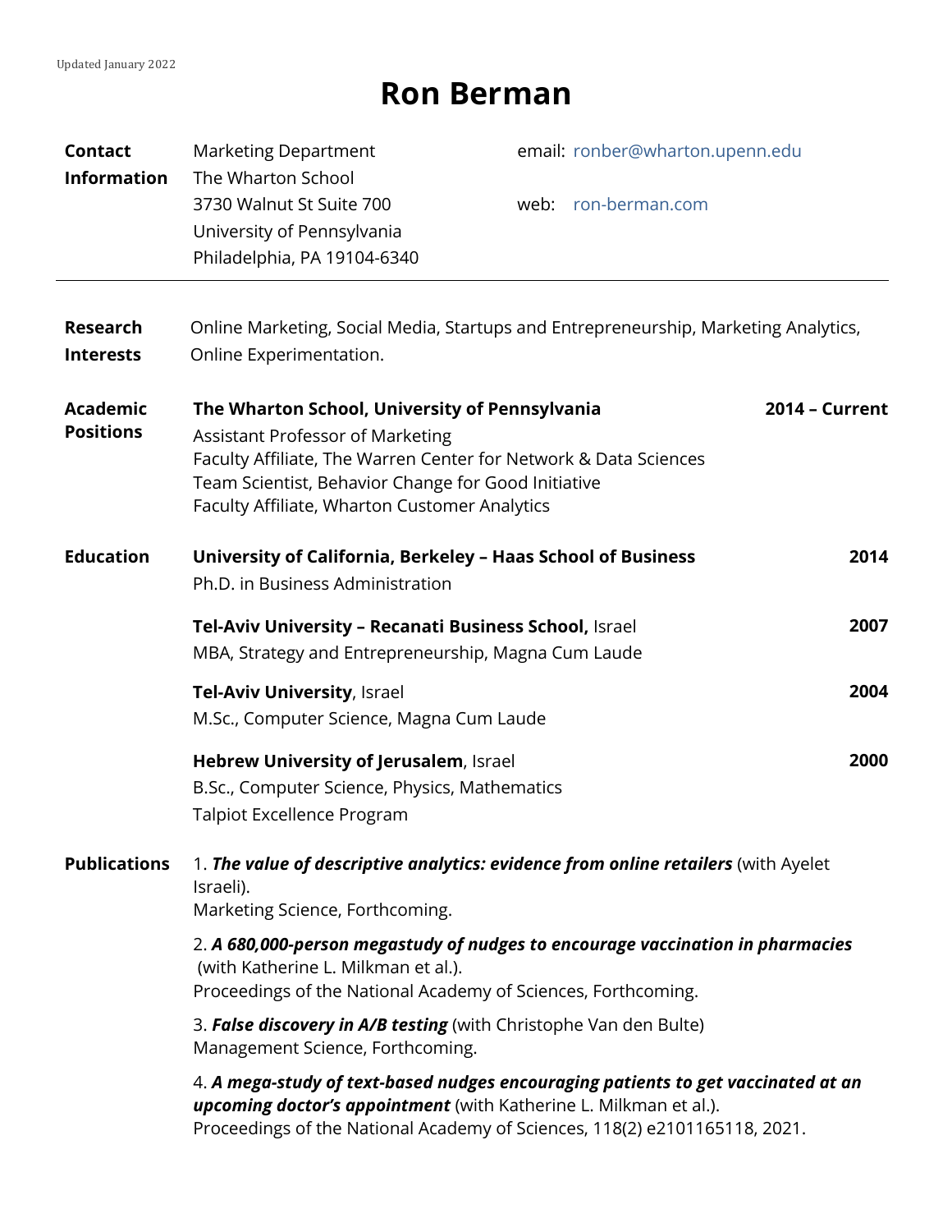Updated January 2022

# Ron Berman

**Contact Information**

Marketing Department
The Wharton School
3730 Walnut St Suite 700
University of Pennsylvania
Philadelphia, PA 19104-6340

email: ronber@wharton.upenn.edu

web: ron-berman.com

---

**Research Interests**

Online Marketing, Social Media, Startups and Entrepreneurship, Marketing Analytics, Online Experimentation.

**Academic Positions**

**The Wharton School, University of Pennsylvania** — **2014 – Current**
Assistant Professor of Marketing
Faculty Affiliate, The Warren Center for Network & Data Sciences
Team Scientist, Behavior Change for Good Initiative
Faculty Affiliate, Wharton Customer Analytics

**Education**

**University of California, Berkeley – Haas School of Business** — **2014**
Ph.D. in Business Administration

**Tel-Aviv University – Recanati Business School,** Israel — **2007**
MBA, Strategy and Entrepreneurship, Magna Cum Laude

**Tel-Aviv University**, Israel — **2004**
M.Sc., Computer Science, Magna Cum Laude

**Hebrew University of Jerusalem**, Israel — **2000**
B.Sc., Computer Science, Physics, Mathematics
Talpiot Excellence Program

**Publications**

1. ***The value of descriptive analytics: evidence from online retailers*** (with Ayelet Israeli).
Marketing Science, Forthcoming.

2. ***A 680,000-person megastudy of nudges to encourage vaccination in pharmacies*** (with Katherine L. Milkman et al.).
Proceedings of the National Academy of Sciences, Forthcoming.

3. ***False discovery in A/B testing*** (with Christophe Van den Bulte)
Management Science, Forthcoming.

4. ***A mega-study of text-based nudges encouraging patients to get vaccinated at an upcoming doctor's appointment*** (with Katherine L. Milkman et al.).
Proceedings of the National Academy of Sciences, 118(2) e2101165118, 2021.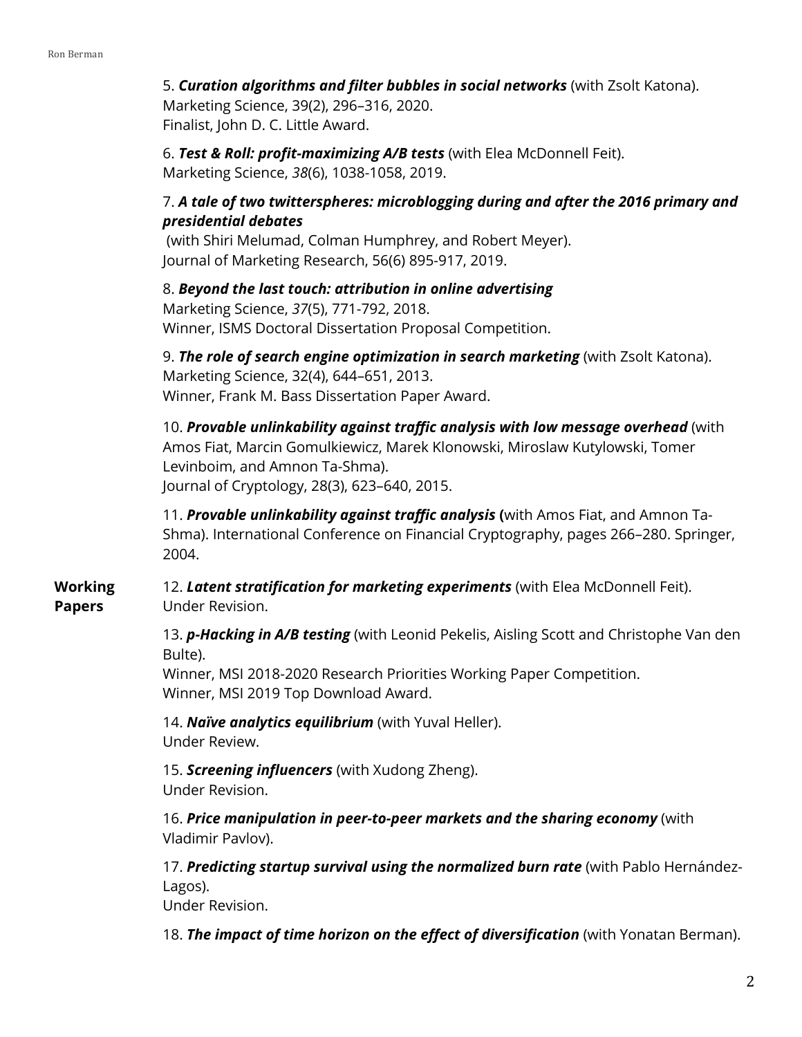5. ***Curation algorithms and filter bubbles in social networks*** (with Zsolt Katona).
Marketing Science, 39(2), 296–316, 2020.
Finalist, John D. C. Little Award.

6. ***Test & Roll: profit-maximizing A/B tests*** (with Elea McDonnell Feit).
Marketing Science, *38*(6), 1038-1058, 2019.

7. ***A tale of two twitterspheres: microblogging during and after the 2016 primary and presidential debates***
(with Shiri Melumad, Colman Humphrey, and Robert Meyer).
Journal of Marketing Research, 56(6) 895-917, 2019.

8. ***Beyond the last touch: attribution in online advertising***
Marketing Science, *37*(5), 771-792, 2018.
Winner, ISMS Doctoral Dissertation Proposal Competition.

9. ***The role of search engine optimization in search marketing*** (with Zsolt Katona).
Marketing Science, 32(4), 644–651, 2013.
Winner, Frank M. Bass Dissertation Paper Award.

10. ***Provable unlinkability against traffic analysis with low message overhead*** (with Amos Fiat, Marcin Gomulkiewicz, Marek Klonowski, Miroslaw Kutylowski, Tomer Levinboim, and Amnon Ta-Shma).
Journal of Cryptology, 28(3), 623–640, 2015.

11. ***Provable unlinkability against traffic analysis*** **(**with Amos Fiat, and Amnon Ta-Shma). International Conference on Financial Cryptography, pages 266–280. Springer, 2004.

**Working Papers**

12. ***Latent stratification for marketing experiments*** (with Elea McDonnell Feit).
Under Revision.

13. ***p-Hacking in A/B testing*** (with Leonid Pekelis, Aisling Scott and Christophe Van den Bulte).
Winner, MSI 2018-2020 Research Priorities Working Paper Competition.
Winner, MSI 2019 Top Download Award.

14. ***Naïve analytics equilibrium*** (with Yuval Heller).
Under Review.

15. ***Screening influencers*** (with Xudong Zheng).
Under Revision.

16. ***Price manipulation in peer-to-peer markets and the sharing economy*** (with Vladimir Pavlov).

17. ***Predicting startup survival using the normalized burn rate*** (with Pablo Hernández-Lagos).
Under Revision.

18. ***The impact of time horizon on the effect of diversification*** (with Yonatan Berman).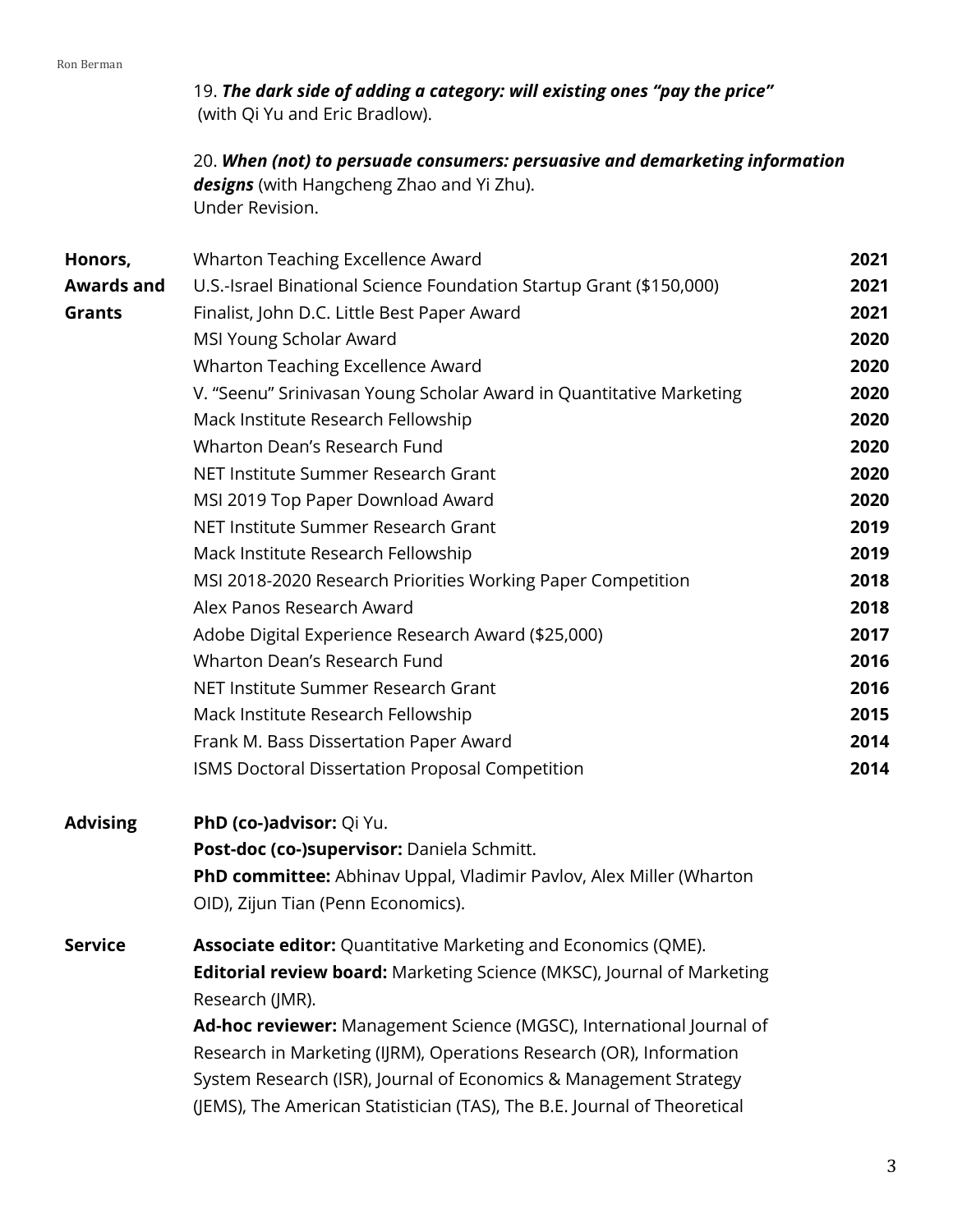19. ***The dark side of adding a category: will existing ones "pay the price"*** (with Qi Yu and Eric Bradlow).

20. ***When (not) to persuade consumers: persuasive and demarketing information designs*** (with Hangcheng Zhao and Yi Zhu).
Under Revision.

**Honors, Awards and Grants**

| | |
|---|---|
| Wharton Teaching Excellence Award | **2021** |
| U.S.-Israel Binational Science Foundation Startup Grant ($150,000) | **2021** |
| Finalist, John D.C. Little Best Paper Award | **2021** |
| MSI Young Scholar Award | **2020** |
| Wharton Teaching Excellence Award | **2020** |
| V. "Seenu" Srinivasan Young Scholar Award in Quantitative Marketing | **2020** |
| Mack Institute Research Fellowship | **2020** |
| Wharton Dean's Research Fund | **2020** |
| NET Institute Summer Research Grant | **2020** |
| MSI 2019 Top Paper Download Award | **2020** |
| NET Institute Summer Research Grant | **2019** |
| Mack Institute Research Fellowship | **2019** |
| MSI 2018-2020 Research Priorities Working Paper Competition | **2018** |
| Alex Panos Research Award | **2018** |
| Adobe Digital Experience Research Award ($25,000) | **2017** |
| Wharton Dean's Research Fund | **2016** |
| NET Institute Summer Research Grant | **2016** |
| Mack Institute Research Fellowship | **2015** |
| Frank M. Bass Dissertation Paper Award | **2014** |
| ISMS Doctoral Dissertation Proposal Competition | **2014** |

**Advising**

**PhD (co-)advisor:** Qi Yu.
**Post-doc (co-)supervisor:** Daniela Schmitt.
**PhD committee:** Abhinav Uppal, Vladimir Pavlov, Alex Miller (Wharton OID), Zijun Tian (Penn Economics).

**Service**

**Associate editor:** Quantitative Marketing and Economics (QME).
**Editorial review board:** Marketing Science (MKSC), Journal of Marketing Research (JMR).
**Ad-hoc reviewer:** Management Science (MGSC), International Journal of Research in Marketing (IJRM), Operations Research (OR), Information System Research (ISR), Journal of Economics & Management Strategy (JEMS), The American Statistician (TAS), The B.E. Journal of Theoretical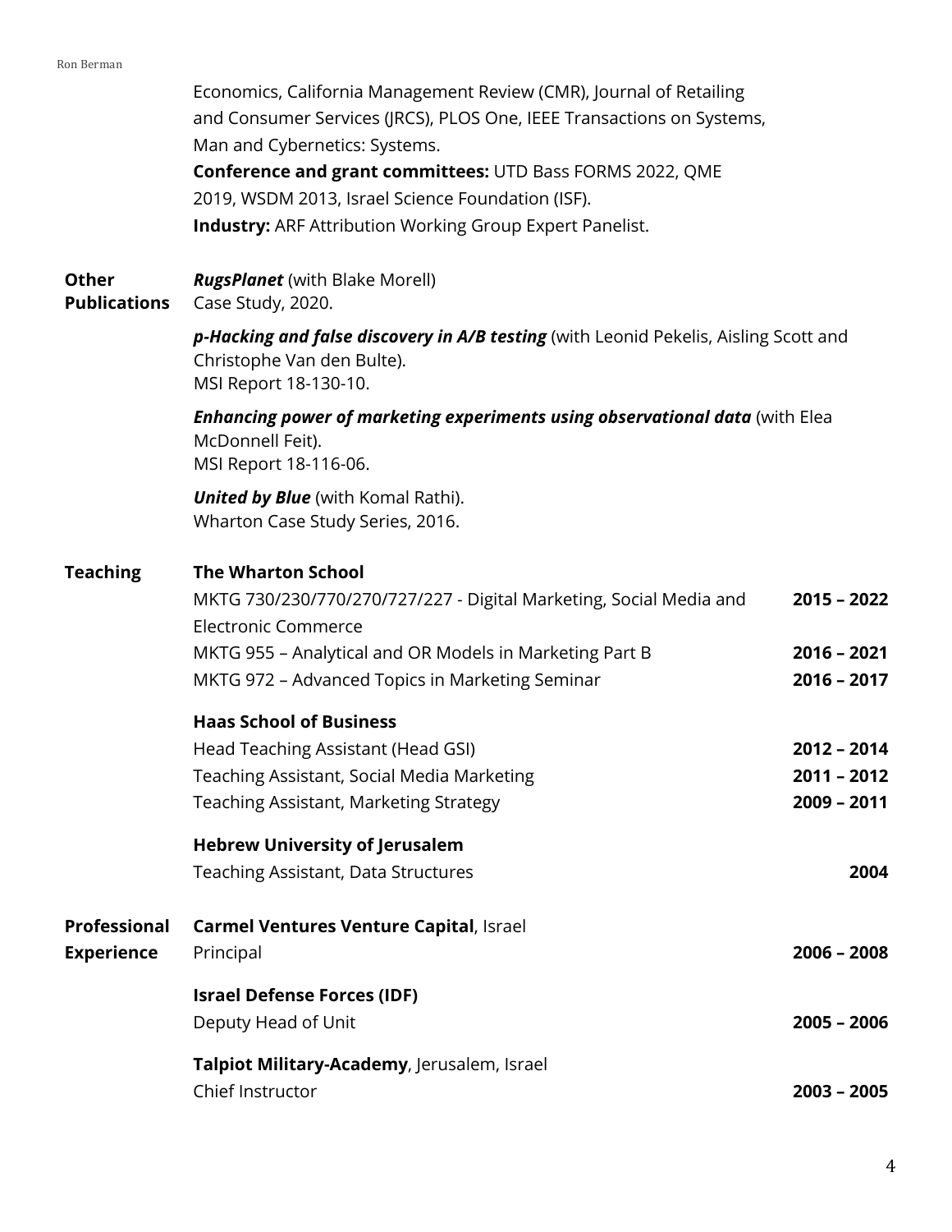Economics, California Management Review (CMR), Journal of Retailing and Consumer Services (JRCS), PLOS One, IEEE Transactions on Systems, Man and Cybernetics: Systems.

**Conference and grant committees:** UTD Bass FORMS 2022, QME 2019, WSDM 2013, Israel Science Foundation (ISF).

**Industry:** ARF Attribution Working Group Expert Panelist.

## Other Publications

***RugsPlanet*** (with Blake Morell)
Case Study, 2020.

***p-Hacking and false discovery in A/B testing*** (with Leonid Pekelis, Aisling Scott and Christophe Van den Bulte).
MSI Report 18-130-10.

***Enhancing power of marketing experiments using observational data*** (with Elea McDonnell Feit).
MSI Report 18-116-06.

***United by Blue*** (with Komal Rathi).
Wharton Case Study Series, 2016.

## Teaching

**The Wharton School**

- MKTG 730/230/770/270/727/227 - Digital Marketing, Social Media and Electronic Commerce — **2015 – 2022**
- MKTG 955 – Analytical and OR Models in Marketing Part B — **2016 – 2021**
- MKTG 972 – Advanced Topics in Marketing Seminar — **2016 – 2017**

**Haas School of Business**

- Head Teaching Assistant (Head GSI) — **2012 – 2014**
- Teaching Assistant, Social Media Marketing — **2011 – 2012**
- Teaching Assistant, Marketing Strategy — **2009 – 2011**

**Hebrew University of Jerusalem**

- Teaching Assistant, Data Structures — **2004**

## Professional Experience

**Carmel Ventures Venture Capital**, Israel
Principal — **2006 – 2008**

**Israel Defense Forces (IDF)**
Deputy Head of Unit — **2005 – 2006**

**Talpiot Military-Academy**, Jerusalem, Israel
Chief Instructor — **2003 – 2005**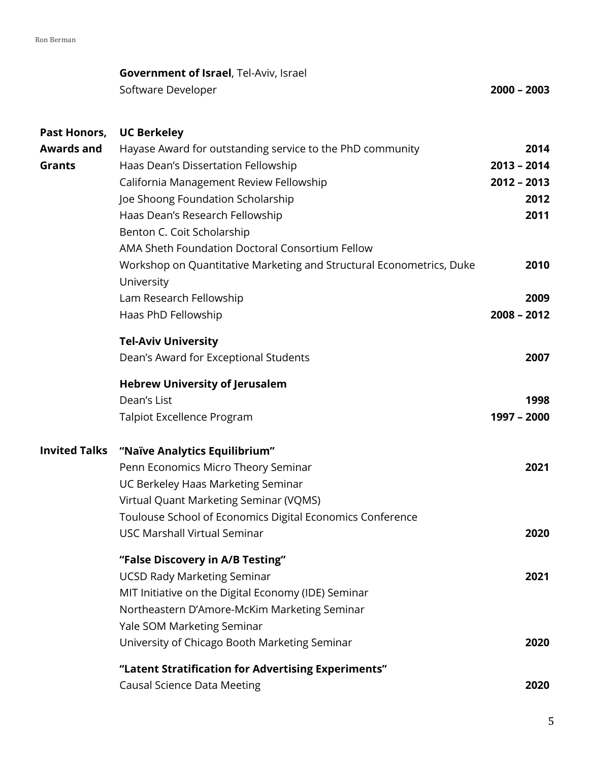**Government of Israel**, Tel-Aviv, Israel
Software Developer **2000 – 2003**

## Past Honors, Awards and Grants

**UC Berkeley**

- Hayase Award for outstanding service to the PhD community **2014**
- Haas Dean's Dissertation Fellowship **2013 – 2014**
- California Management Review Fellowship **2012 – 2013**
- Joe Shoong Foundation Scholarship **2012**
- Haas Dean's Research Fellowship **2011**
- Benton C. Coit Scholarship
- AMA Sheth Foundation Doctoral Consortium Fellow
- Workshop on Quantitative Marketing and Structural Econometrics, Duke University **2010**
- Lam Research Fellowship **2009**
- Haas PhD Fellowship **2008 – 2012**

**Tel-Aviv University**

- Dean's Award for Exceptional Students **2007**

**Hebrew University of Jerusalem**

- Dean's List **1998**
- Talpiot Excellence Program **1997 – 2000**

## Invited Talks

**"Naïve Analytics Equilibrium"**

- Penn Economics Micro Theory Seminar **2021**
- UC Berkeley Haas Marketing Seminar
- Virtual Quant Marketing Seminar (VQMS)
- Toulouse School of Economics Digital Economics Conference
- USC Marshall Virtual Seminar **2020**

**"False Discovery in A/B Testing"**

- UCSD Rady Marketing Seminar **2021**
- MIT Initiative on the Digital Economy (IDE) Seminar
- Northeastern D'Amore-McKim Marketing Seminar
- Yale SOM Marketing Seminar
- University of Chicago Booth Marketing Seminar **2020**

**"Latent Stratification for Advertising Experiments"**

- Causal Science Data Meeting **2020**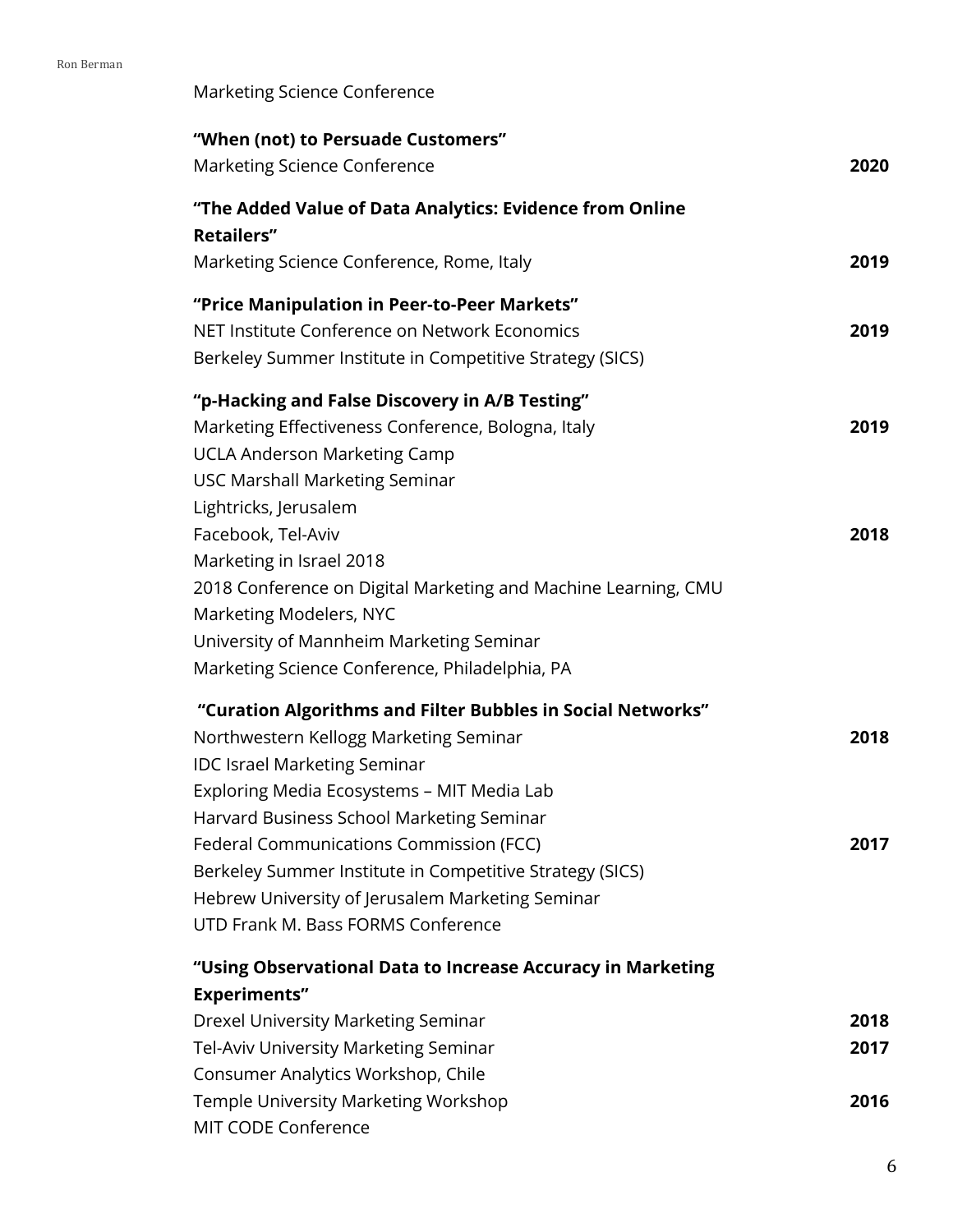Marketing Science Conference

**"When (not) to Persuade Customers"**
Marketing Science Conference **2020**

**"The Added Value of Data Analytics: Evidence from Online Retailers"**
Marketing Science Conference, Rome, Italy **2019**

**"Price Manipulation in Peer-to-Peer Markets"**
NET Institute Conference on Network Economics **2019**
Berkeley Summer Institute in Competitive Strategy (SICS)

**"p-Hacking and False Discovery in A/B Testing"**
Marketing Effectiveness Conference, Bologna, Italy **2019**
UCLA Anderson Marketing Camp
USC Marshall Marketing Seminar
Lightricks, Jerusalem
Facebook, Tel-Aviv **2018**
Marketing in Israel 2018
2018 Conference on Digital Marketing and Machine Learning, CMU
Marketing Modelers, NYC
University of Mannheim Marketing Seminar
Marketing Science Conference, Philadelphia, PA

**"Curation Algorithms and Filter Bubbles in Social Networks"**
Northwestern Kellogg Marketing Seminar **2018**
IDC Israel Marketing Seminar
Exploring Media Ecosystems – MIT Media Lab
Harvard Business School Marketing Seminar
Federal Communications Commission (FCC) **2017**
Berkeley Summer Institute in Competitive Strategy (SICS)
Hebrew University of Jerusalem Marketing Seminar
UTD Frank M. Bass FORMS Conference

**"Using Observational Data to Increase Accuracy in Marketing Experiments"**
Drexel University Marketing Seminar **2018**
Tel-Aviv University Marketing Seminar **2017**
Consumer Analytics Workshop, Chile
Temple University Marketing Workshop **2016**
MIT CODE Conference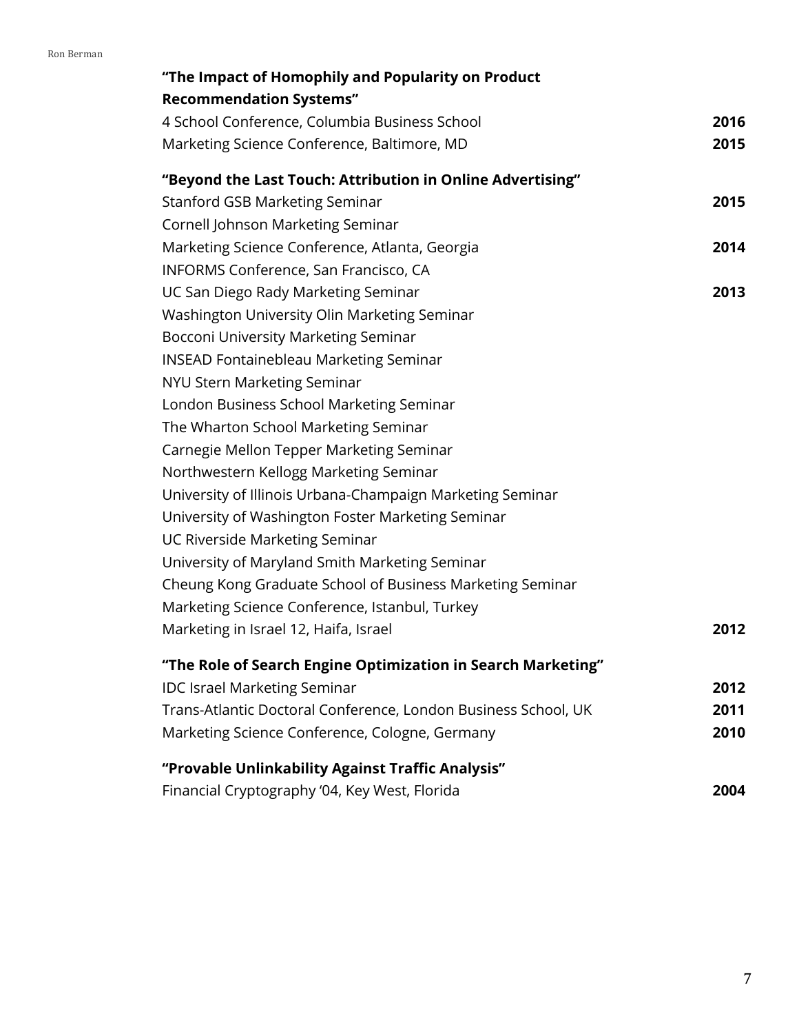**"The Impact of Homophily and Popularity on Product Recommendation Systems"**

4 School Conference, Columbia Business School **2016**
Marketing Science Conference, Baltimore, MD **2015**

**"Beyond the Last Touch: Attribution in Online Advertising"**

Stanford GSB Marketing Seminar **2015**
Cornell Johnson Marketing Seminar
Marketing Science Conference, Atlanta, Georgia **2014**
INFORMS Conference, San Francisco, CA
UC San Diego Rady Marketing Seminar **2013**
Washington University Olin Marketing Seminar
Bocconi University Marketing Seminar
INSEAD Fontainebleau Marketing Seminar
NYU Stern Marketing Seminar
London Business School Marketing Seminar
The Wharton School Marketing Seminar
Carnegie Mellon Tepper Marketing Seminar
Northwestern Kellogg Marketing Seminar
University of Illinois Urbana-Champaign Marketing Seminar
University of Washington Foster Marketing Seminar
UC Riverside Marketing Seminar
University of Maryland Smith Marketing Seminar
Cheung Kong Graduate School of Business Marketing Seminar
Marketing Science Conference, Istanbul, Turkey
Marketing in Israel 12, Haifa, Israel **2012**

**"The Role of Search Engine Optimization in Search Marketing"**

IDC Israel Marketing Seminar **2012**
Trans-Atlantic Doctoral Conference, London Business School, UK **2011**
Marketing Science Conference, Cologne, Germany **2010**

**"Provable Unlinkability Against Traffic Analysis"**

Financial Cryptography '04, Key West, Florida **2004**